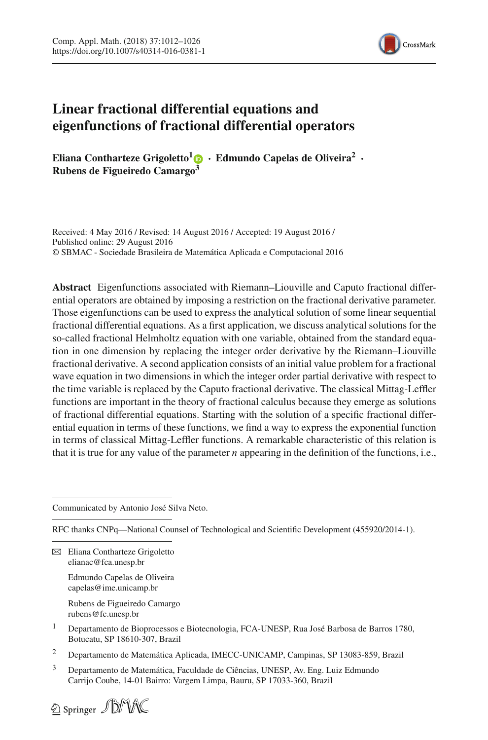# Linear fractional differential equations and eigenfunctions of fractional differential operators

**Eliana Contharteze Grigoletto[1] · Edmundo Capelas de Oliveira[2] · Rubens de Figueiredo Camargo[3]**

Received: 4 May 2016 / Revised: 14 August 2016 / Accepted: 19 August 2016 / Published online: 29 August 2016
© SBMAC - Sociedade Brasileira de Matemática Aplicada e Computacional 2016

**Abstract** Eigenfunctions associated with Riemann–Liouville and Caputo fractional differential operators are obtained by imposing a restriction on the fractional derivative parameter. Those eigenfunctions can be used to express the analytical solution of some linear sequential fractional differential equations. As a first application, we discuss analytical solutions for the so-called fractional Helmholtz equation with one variable, obtained from the standard equation in one dimension by replacing the integer order derivative by the Riemann–Liouville fractional derivative. A second application consists of an initial value problem for a fractional wave equation in two dimensions in which the integer order partial derivative with respect to the time variable is replaced by the Caputo fractional derivative. The classical Mittag-Leffler functions are important in the theory of fractional calculus because they emerge as solutions of fractional differential equations. Starting with the solution of a specific fractional differential equation in terms of these functions, we find a way to express the exponential function in terms of classical Mittag-Leffler functions. A remarkable characteristic of this relation is that it is true for any value of the parameter $n$ appearing in the definition of the functions, i.e.,

---

Communicated by Antonio José Silva Neto.

RFC thanks CNPq—National Counsel of Technological and Scientific Development (455920/2014-1).

✉ Eliana Contharteze Grigoletto
elianac@fca.unesp.br

Edmundo Capelas de Oliveira
capelas@ime.unicamp.br

Rubens de Figueiredo Camargo
rubens@fc.unesp.br

[1] Departamento de Bioprocessos e Biotecnologia, FCA-UNESP, Rua José Barbosa de Barros 1780, Botucatu, SP 18610-307, Brazil

[2] Departamento de Matemática Aplicada, IMECC-UNICAMP, Campinas, SP 13083-859, Brazil

[3] Departamento de Matemática, Faculdade de Ciências, UNESP, Av. Eng. Luiz Edmundo Carrijo Coube, 14-01 Bairro: Vargem Limpa, Bauru, SP 17033-360, Brazil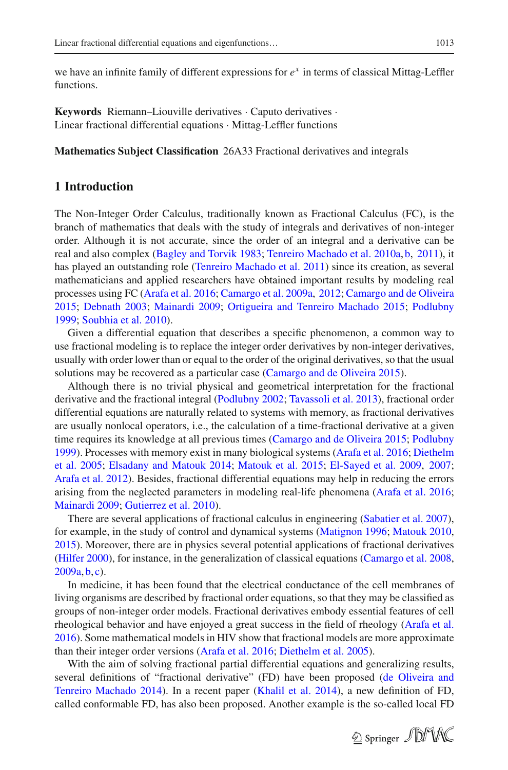we have an infinite family of different expressions for $e^x$ in terms of classical Mittag-Leffler functions.

**Keywords** Riemann–Liouville derivatives · Caputo derivatives · Linear fractional differential equations · Mittag-Leffler functions

**Mathematics Subject Classification** 26A33 Fractional derivatives and integrals

## 1 Introduction

The Non-Integer Order Calculus, traditionally known as Fractional Calculus (FC), is the branch of mathematics that deals with the study of integrals and derivatives of non-integer order. Although it is not accurate, since the order of an integral and a derivative can be real and also complex (Bagley and Torvik 1983; Tenreiro Machado et al. 2010a, b, 2011), it has played an outstanding role (Tenreiro Machado et al. 2011) since its creation, as several mathematicians and applied researchers have obtained important results by modeling real processes using FC (Arafa et al. 2016; Camargo et al. 2009a, 2012; Camargo and de Oliveira 2015; Debnath 2003; Mainardi 2009; Ortigueira and Tenreiro Machado 2015; Podlubny 1999; Soubhia et al. 2010).

Given a differential equation that describes a specific phenomenon, a common way to use fractional modeling is to replace the integer order derivatives by non-integer derivatives, usually with order lower than or equal to the order of the original derivatives, so that the usual solutions may be recovered as a particular case (Camargo and de Oliveira 2015).

Although there is no trivial physical and geometrical interpretation for the fractional derivative and the fractional integral (Podlubny 2002; Tavassoli et al. 2013), fractional order differential equations are naturally related to systems with memory, as fractional derivatives are usually nonlocal operators, i.e., the calculation of a time-fractional derivative at a given time requires its knowledge at all previous times (Camargo and de Oliveira 2015; Podlubny 1999). Processes with memory exist in many biological systems (Arafa et al. 2016; Diethelm et al. 2005; Elsadany and Matouk 2014; Matouk et al. 2015; El-Sayed et al. 2009, 2007; Arafa et al. 2012). Besides, fractional differential equations may help in reducing the errors arising from the neglected parameters in modeling real-life phenomena (Arafa et al. 2016; Mainardi 2009; Gutierrez et al. 2010).

There are several applications of fractional calculus in engineering (Sabatier et al. 2007), for example, in the study of control and dynamical systems (Matignon 1996; Matouk 2010, 2015). Moreover, there are in physics several potential applications of fractional derivatives (Hilfer 2000), for instance, in the generalization of classical equations (Camargo et al. 2008, 2009a, b, c).

In medicine, it has been found that the electrical conductance of the cell membranes of living organisms are described by fractional order equations, so that they may be classified as groups of non-integer order models. Fractional derivatives embody essential features of cell rheological behavior and have enjoyed a great success in the field of rheology (Arafa et al. 2016). Some mathematical models in HIV show that fractional models are more approximate than their integer order versions (Arafa et al. 2016; Diethelm et al. 2005).

With the aim of solving fractional partial differential equations and generalizing results, several definitions of "fractional derivative" (FD) have been proposed (de Oliveira and Tenreiro Machado 2014). In a recent paper (Khalil et al. 2014), a new definition of FD, called conformable FD, has also been proposed. Another example is the so-called local FD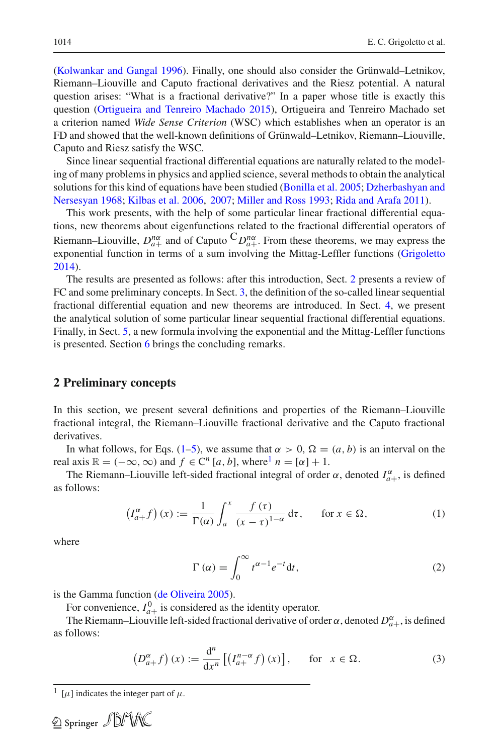(Kolwankar and Gangal 1996). Finally, one should also consider the Grünwald–Letnikov, Riemann–Liouville and Caputo fractional derivatives and the Riesz potential. A natural question arises: "What is a fractional derivative?" In a paper whose title is exactly this question (Ortigueira and Tenreiro Machado 2015), Ortigueira and Tenreiro Machado set a criterion named *Wide Sense Criterion* (WSC) which establishes when an operator is an FD and showed that the well-known definitions of Grünwald–Letnikov, Riemann–Liouville, Caputo and Riesz satisfy the WSC.

Since linear sequential fractional differential equations are naturally related to the modeling of many problems in physics and applied science, several methods to obtain the analytical solutions for this kind of equations have been studied (Bonilla et al. 2005; Dzherbashyan and Nersesyan 1968; Kilbas et al. 2006, 2007; Miller and Ross 1993; Rida and Arafa 2011).

This work presents, with the help of some particular linear fractional differential equations, new theorems about eigenfunctions related to the fractional differential operators of Riemann–Liouville, $D_{a+}^{n\alpha}$ and of Caputo ${}^{\mathrm{C}}D_{a+}^{n\alpha}$. From these theorems, we may express the exponential function in terms of a sum involving the Mittag-Leffler functions (Grigoletto 2014).

The results are presented as follows: after this introduction, Sect. 2 presents a review of FC and some preliminary concepts. In Sect. 3, the definition of the so-called linear sequential fractional differential equation and new theorems are introduced. In Sect. 4, we present the analytical solution of some particular linear sequential fractional differential equations. Finally, in Sect. 5, a new formula involving the exponential and the Mittag-Leffler functions is presented. Section 6 brings the concluding remarks.

## 2 Preliminary concepts

In this section, we present several definitions and properties of the Riemann–Liouville fractional integral, the Riemann–Liouville fractional derivative and the Caputo fractional derivatives.

In what follows, for Eqs. (1–5), we assume that $\alpha > 0$, $\Omega = (a, b)$ is an interval on the real axis $\mathbb{R} = (-\infty, \infty)$ and $f \in \mathrm{C}^n[a, b]$, where[1] $n = [\alpha] + 1$.

The Riemann–Liouville left-sided fractional integral of order $\alpha$, denoted $I_{a+}^{\alpha}$, is defined as follows:

$$\left(I_{a+}^{\alpha} f\right)(x) := \frac{1}{\Gamma(\alpha)} \int_a^x \frac{f(\tau)}{(x-\tau)^{1-\alpha}}\,\mathrm{d}\tau, \qquad \text{for } x \in \Omega, \tag{1}$$

where

$$\Gamma(\alpha) = \int_0^{\infty} t^{\alpha-1} e^{-t}\,\mathrm{d}t, \tag{2}$$

is the Gamma function (de Oliveira 2005).

For convenience, $I_{a+}^{0}$ is considered as the identity operator.

The Riemann–Liouville left-sided fractional derivative of order $\alpha$, denoted $D_{a+}^{\alpha}$, is defined as follows:

$$\left(D_{a+}^{\alpha} f\right)(x) := \frac{\mathrm{d}^n}{\mathrm{d}x^n}\left[\left(I_{a+}^{n-\alpha} f\right)(x)\right], \qquad \text{for } \; x \in \Omega. \tag{3}$$

[1] $[\mu]$ indicates the integer part of $\mu$.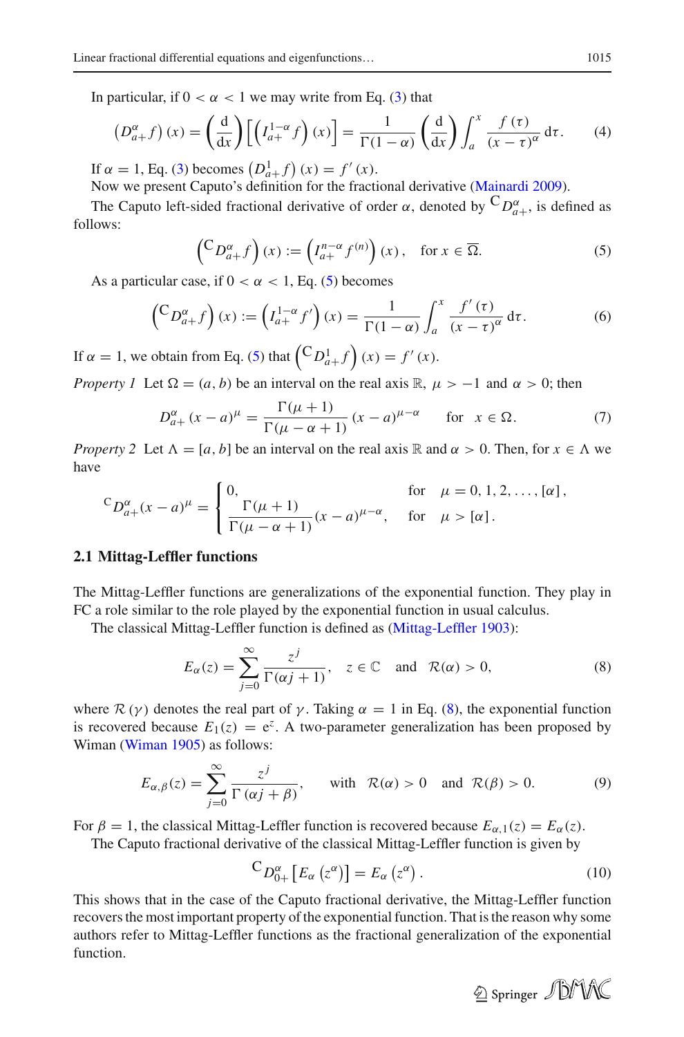In particular, if $0 < \alpha < 1$ we may write from Eq. (3) that

$$\left(D_{a+}^{\alpha} f\right)(x) = \left(\frac{\mathrm{d}}{\mathrm{d}x}\right)\left[\left(I_{a+}^{1-\alpha} f\right)(x)\right] = \frac{1}{\Gamma(1-\alpha)}\left(\frac{\mathrm{d}}{\mathrm{d}x}\right)\int_a^x \frac{f(\tau)}{(x-\tau)^{\alpha}}\,\mathrm{d}\tau. \tag{4}$$

If $\alpha = 1$, Eq. (3) becomes $\left(D_{a+}^{1} f\right)(x) = f'(x)$.

Now we present Caputo's definition for the fractional derivative (Mainardi 2009).

The Caputo left-sided fractional derivative of order $\alpha$, denoted by ${}^{\mathrm{C}}D_{a+}^{\alpha}$, is defined as follows:

$$\left({}^{\mathrm{C}}D_{a+}^{\alpha} f\right)(x) := \left(I_{a+}^{n-\alpha} f^{(n)}\right)(x), \quad \text{for } x \in \overline{\Omega}. \tag{5}$$

As a particular case, if $0 < \alpha < 1$, Eq. (5) becomes

$$\left({}^{\mathrm{C}}D_{a+}^{\alpha} f\right)(x) := \left(I_{a+}^{1-\alpha} f'\right)(x) = \frac{1}{\Gamma(1-\alpha)}\int_a^x \frac{f'(\tau)}{(x-\tau)^{\alpha}}\,\mathrm{d}\tau. \tag{6}$$

If $\alpha = 1$, we obtain from Eq. (5) that $\left({}^{\mathrm{C}}D_{a+}^{1} f\right)(x) = f'(x)$.

*Property 1* Let $\Omega = (a, b)$ be an interval on the real axis $\mathbb{R}$, $\mu > -1$ and $\alpha > 0$; then

$$D_{a+}^{\alpha}(x-a)^{\mu} = \frac{\Gamma(\mu+1)}{\Gamma(\mu-\alpha+1)}(x-a)^{\mu-\alpha} \qquad \text{for} \quad x \in \Omega. \tag{7}$$

*Property 2* Let $\Lambda = [a, b]$ be an interval on the real axis $\mathbb{R}$ and $\alpha > 0$. Then, for $x \in \Lambda$ we have

$${}^{\mathrm{C}}D_{a+}^{\alpha}(x-a)^{\mu} = \begin{cases} 0, & \text{for} \quad \mu = 0, 1, 2, \ldots, [\alpha], \\ \dfrac{\Gamma(\mu+1)}{\Gamma(\mu-\alpha+1)}(x-a)^{\mu-\alpha}, & \text{for} \quad \mu > [\alpha]. \end{cases}$$

### 2.1 Mittag-Leffler functions

The Mittag-Leffler functions are generalizations of the exponential function. They play in FC a role similar to the role played by the exponential function in usual calculus.

The classical Mittag-Leffler function is defined as (Mittag-Leffler 1903):

$$E_{\alpha}(z) = \sum_{j=0}^{\infty} \frac{z^j}{\Gamma(\alpha j + 1)}, \quad z \in \mathbb{C} \quad \text{and} \quad \mathcal{R}(\alpha) > 0, \tag{8}$$

where $\mathcal{R}(\gamma)$ denotes the real part of $\gamma$. Taking $\alpha = 1$ in Eq. (8), the exponential function is recovered because $E_1(z) = \mathrm{e}^z$. A two-parameter generalization has been proposed by Wiman (Wiman 1905) as follows:

$$E_{\alpha,\beta}(z) = \sum_{j=0}^{\infty} \frac{z^j}{\Gamma(\alpha j + \beta)}, \qquad \text{with} \quad \mathcal{R}(\alpha) > 0 \quad \text{and} \quad \mathcal{R}(\beta) > 0. \tag{9}$$

For $\beta = 1$, the classical Mittag-Leffler function is recovered because $E_{\alpha,1}(z) = E_{\alpha}(z)$.

The Caputo fractional derivative of the classical Mittag-Leffler function is given by

$${}^{\mathrm{C}}D_{0+}^{\alpha}\left[E_{\alpha}\left(z^{\alpha}\right)\right] = E_{\alpha}\left(z^{\alpha}\right). \tag{10}$$

This shows that in the case of the Caputo fractional derivative, the Mittag-Leffler function recovers the most important property of the exponential function. That is the reason why some authors refer to Mittag-Leffler functions as the fractional generalization of the exponential function.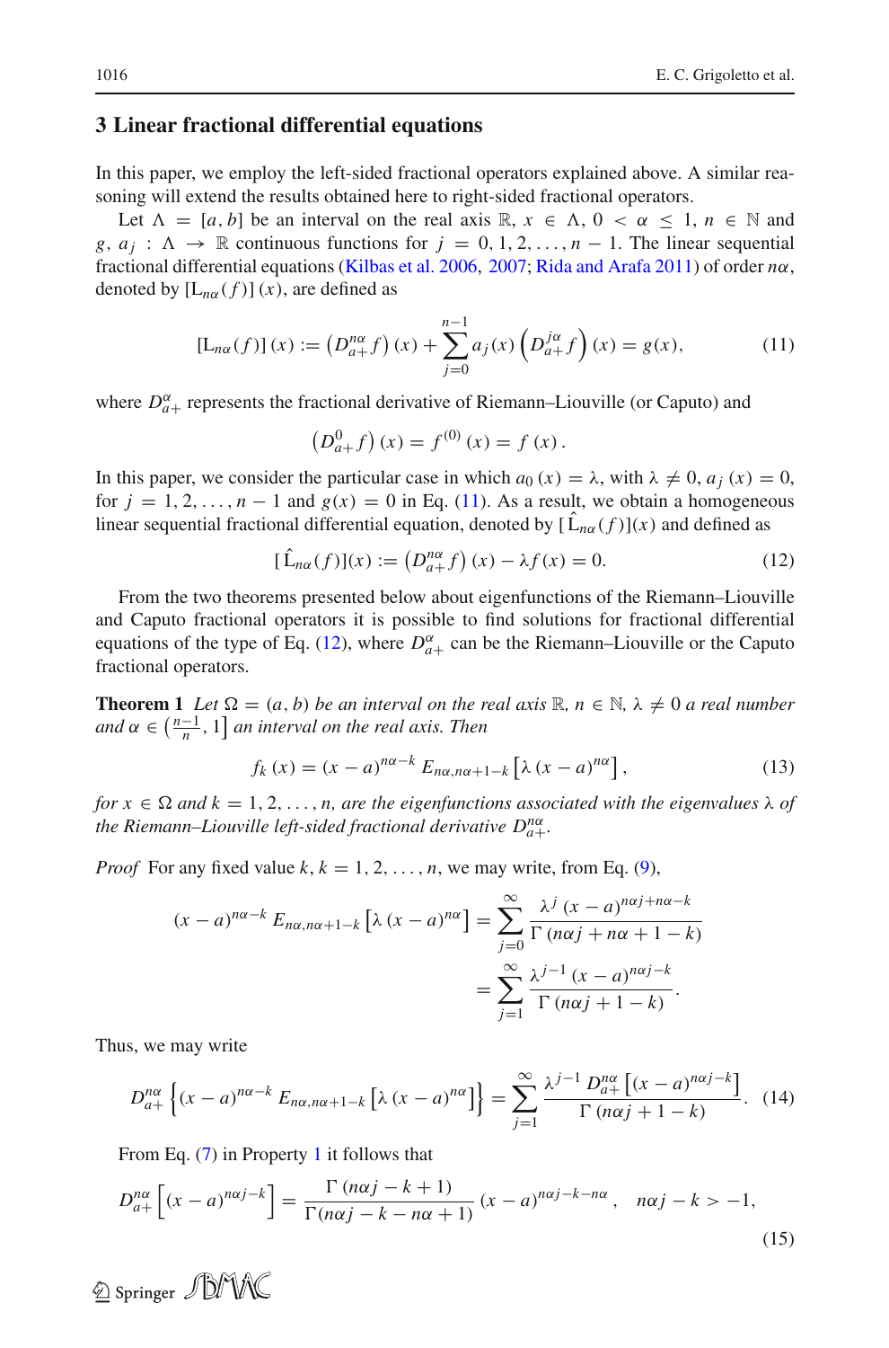## 3 Linear fractional differential equations

In this paper, we employ the left-sided fractional operators explained above. A similar reasoning will extend the results obtained here to right-sided fractional operators.

Let $\Lambda = [a, b]$ be an interval on the real axis $\mathbb{R}$, $x \in \Lambda$, $0 < \alpha \leq 1$, $n \in \mathbb{N}$ and $g, a_j : \Lambda \to \mathbb{R}$ continuous functions for $j = 0, 1, 2, \ldots, n-1$. The linear sequential fractional differential equations (Kilbas et al. 2006, 2007; Rida and Arafa 2011) of order $n\alpha$, denoted by $[\mathrm{L}_{n\alpha}(f)](x)$, are defined as

$$[\mathrm{L}_{n\alpha}(f)](x) := \left(D^{n\alpha}_{a+} f\right)(x) + \sum_{j=0}^{n-1} a_j(x) \left(D^{j\alpha}_{a+} f\right)(x) = g(x), \tag{11}$$

where $D^{\alpha}_{a+}$ represents the fractional derivative of Riemann–Liouville (or Caputo) and

$$\left(D^{0}_{a+} f\right)(x) = f^{(0)}(x) = f(x).$$

In this paper, we consider the particular case in which $a_0(x) = \lambda$, with $\lambda \neq 0$, $a_j(x) = 0$, for $j = 1, 2, \ldots, n-1$ and $g(x) = 0$ in Eq. (11). As a result, we obtain a homogeneous linear sequential fractional differential equation, denoted by $[\hat{\mathrm{L}}_{n\alpha}(f)](x)$ and defined as

$$[\hat{\mathrm{L}}_{n\alpha}(f)](x) := \left(D^{n\alpha}_{a+} f\right)(x) - \lambda f(x) = 0. \tag{12}$$

From the two theorems presented below about eigenfunctions of the Riemann–Liouville and Caputo fractional operators it is possible to find solutions for fractional differential equations of the type of Eq. (12), where $D^{\alpha}_{a+}$ can be the Riemann–Liouville or the Caputo fractional operators.

**Theorem 1** *Let $\Omega = (a, b)$ be an interval on the real axis $\mathbb{R}$, $n \in \mathbb{N}$, $\lambda \neq 0$ a real number and $\alpha \in \left(\frac{n-1}{n}, 1\right]$ an interval on the real axis. Then*

$$f_k(x) = (x-a)^{n\alpha - k} E_{n\alpha, n\alpha+1-k}\left[\lambda (x-a)^{n\alpha}\right], \tag{13}$$

*for $x \in \Omega$ and $k = 1, 2, \ldots, n$, are the eigenfunctions associated with the eigenvalues $\lambda$ of the Riemann–Liouville left-sided fractional derivative $D^{n\alpha}_{a+}$.*

*Proof* For any fixed value $k$, $k = 1, 2, \ldots, n$, we may write, from Eq. (9),

$$\begin{aligned}
(x-a)^{n\alpha - k} E_{n\alpha, n\alpha+1-k}\left[\lambda (x-a)^{n\alpha}\right] &= \sum_{j=0}^{\infty} \frac{\lambda^j (x-a)^{n\alpha j + n\alpha - k}}{\Gamma(n\alpha j + n\alpha + 1 - k)} \\
&= \sum_{j=1}^{\infty} \frac{\lambda^{j-1} (x-a)^{n\alpha j - k}}{\Gamma(n\alpha j + 1 - k)}.
\end{aligned}$$

Thus, we may write

$$D^{n\alpha}_{a+}\left\{(x-a)^{n\alpha - k} E_{n\alpha, n\alpha+1-k}\left[\lambda (x-a)^{n\alpha}\right]\right\} = \sum_{j=1}^{\infty} \frac{\lambda^{j-1} D^{n\alpha}_{a+}\left[(x-a)^{n\alpha j - k}\right]}{\Gamma(n\alpha j + 1 - k)}. \tag{14}$$

From Eq. (7) in Property 1 it follows that

$$D^{n\alpha}_{a+}\left[(x-a)^{n\alpha j - k}\right] = \frac{\Gamma(n\alpha j - k + 1)}{\Gamma(n\alpha j - k - n\alpha + 1)} (x-a)^{n\alpha j - k - n\alpha}, \quad n\alpha j - k > -1, \tag{15}$$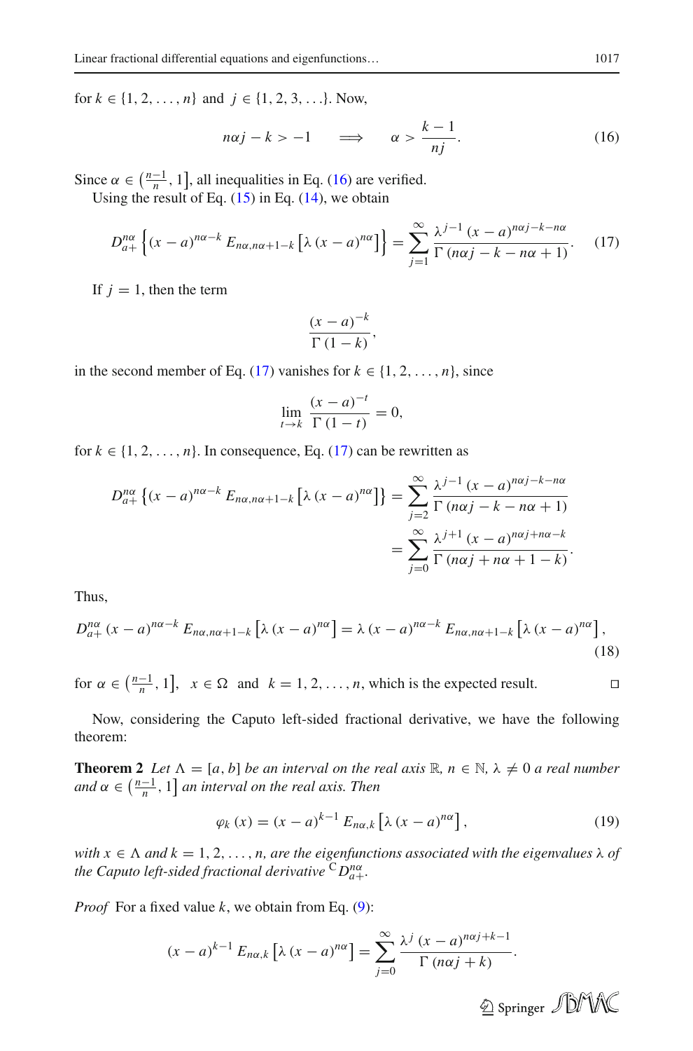for $k \in \{1, 2, \ldots, n\}$ and $j \in \{1, 2, 3, \ldots\}$. Now,

$$n\alpha j - k > -1 \quad \Longrightarrow \quad \alpha > \frac{k-1}{nj}. \tag{16}$$

Since $\alpha \in \left(\frac{n-1}{n}, 1\right]$, all inequalities in Eq. (16) are verified.

Using the result of Eq. (15) in Eq. (14), we obtain

$$D_{a+}^{n\alpha} \left\{ (x-a)^{n\alpha - k} E_{n\alpha, n\alpha+1-k} \left[ \lambda (x-a)^{n\alpha} \right] \right\} = \sum_{j=1}^{\infty} \frac{\lambda^{j-1} (x-a)^{n\alpha j - k - n\alpha}}{\Gamma(n\alpha j - k - n\alpha + 1)}. \tag{17}$$

If $j = 1$, then the term

$$\frac{(x-a)^{-k}}{\Gamma(1-k)},$$

in the second member of Eq. (17) vanishes for $k \in \{1, 2, \ldots, n\}$, since

$$\lim_{t \to k} \frac{(x-a)^{-t}}{\Gamma(1-t)} = 0,$$

for $k \in \{1, 2, \ldots, n\}$. In consequence, Eq. (17) can be rewritten as

$$\begin{aligned} D_{a+}^{n\alpha} \left\{ (x-a)^{n\alpha - k} E_{n\alpha, n\alpha+1-k} \left[ \lambda (x-a)^{n\alpha} \right] \right\} &= \sum_{j=2}^{\infty} \frac{\lambda^{j-1} (x-a)^{n\alpha j - k - n\alpha}}{\Gamma(n\alpha j - k - n\alpha + 1)} \\ &= \sum_{j=0}^{\infty} \frac{\lambda^{j+1} (x-a)^{n\alpha j + n\alpha - k}}{\Gamma(n\alpha j + n\alpha + 1 - k)}. \end{aligned}$$

Thus,

$$D_{a+}^{n\alpha} (x-a)^{n\alpha - k} E_{n\alpha, n\alpha+1-k} \left[ \lambda (x-a)^{n\alpha} \right] = \lambda (x-a)^{n\alpha - k} E_{n\alpha, n\alpha+1-k} \left[ \lambda (x-a)^{n\alpha} \right], \tag{18}$$

for $\alpha \in \left(\frac{n-1}{n}, 1\right]$, $x \in \Omega$ and $k = 1, 2, \ldots, n$, which is the expected result. □

Now, considering the Caputo left-sided fractional derivative, we have the following theorem:

**Theorem 2** *Let $\Lambda = [a, b]$ be an interval on the real axis $\mathbb{R}$, $n \in \mathbb{N}$, $\lambda \neq 0$ a real number and $\alpha \in \left(\frac{n-1}{n}, 1\right]$ an interval on the real axis. Then*

$$\varphi_k(x) = (x-a)^{k-1} E_{n\alpha, k} \left[ \lambda (x-a)^{n\alpha} \right], \tag{19}$$

*with $x \in \Lambda$ and $k = 1, 2, \ldots, n$, are the eigenfunctions associated with the eigenvalues $\lambda$ of the Caputo left-sided fractional derivative ${}^{C}D_{a+}^{n\alpha}$.*

*Proof* For a fixed value $k$, we obtain from Eq. (9):

$$(x-a)^{k-1} E_{n\alpha, k} \left[ \lambda (x-a)^{n\alpha} \right] = \sum_{j=0}^{\infty} \frac{\lambda^j (x-a)^{n\alpha j + k - 1}}{\Gamma(n\alpha j + k)}.$$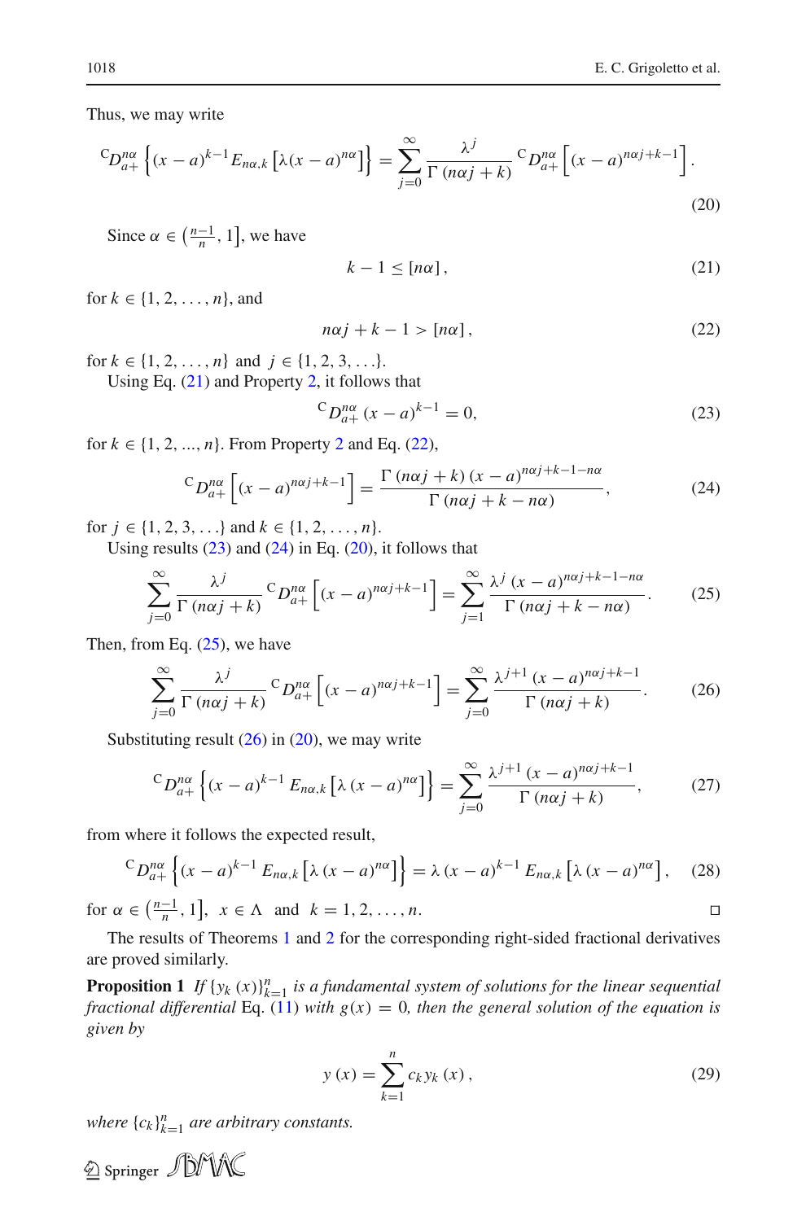Thus, we may write

$$
{}^{\mathrm{C}}D^{n\alpha}_{a+}\left\{(x-a)^{k-1}E_{n\alpha,k}\left[\lambda(x-a)^{n\alpha}\right]\right\}=\sum_{j=0}^{\infty}\frac{\lambda^{j}}{\Gamma\left(n\alpha j+k\right)}\,{}^{\mathrm{C}}D^{n\alpha}_{a+}\left[(x-a)^{n\alpha j+k-1}\right].
\tag{20}
$$

Since $\alpha\in\left(\frac{n-1}{n},1\right]$, we have

$$
k-1\leq[n\alpha],
\tag{21}
$$

for $k\in\{1,2,\ldots,n\}$, and

$$
n\alpha j+k-1>[n\alpha],
\tag{22}
$$

for $k\in\{1,2,\ldots,n\}$ and $j\in\{1,2,3,\ldots\}$.

Using Eq. (21) and Property 2, it follows that

$$
{}^{\mathrm{C}}D^{n\alpha}_{a+}\left(x-a\right)^{k-1}=0,
\tag{23}
$$

for $k\in\{1,2,...,n\}$. From Property 2 and Eq. (22),

$$
{}^{\mathrm{C}}D^{n\alpha}_{a+}\left[(x-a)^{n\alpha j+k-1}\right]=\frac{\Gamma\left(n\alpha j+k\right)\left(x-a\right)^{n\alpha j+k-1-n\alpha}}{\Gamma\left(n\alpha j+k-n\alpha\right)},
\tag{24}
$$

for $j\in\{1,2,3,\ldots\}$ and $k\in\{1,2,\ldots,n\}$.

Using results (23) and (24) in Eq. (20), it follows that

$$
\sum_{j=0}^{\infty}\frac{\lambda^{j}}{\Gamma\left(n\alpha j+k\right)}\,{}^{\mathrm{C}}D^{n\alpha}_{a+}\left[(x-a)^{n\alpha j+k-1}\right]=\sum_{j=1}^{\infty}\frac{\lambda^{j}\left(x-a\right)^{n\alpha j+k-1-n\alpha}}{\Gamma\left(n\alpha j+k-n\alpha\right)}.
\tag{25}
$$

Then, from Eq. (25), we have

$$
\sum_{j=0}^{\infty}\frac{\lambda^{j}}{\Gamma\left(n\alpha j+k\right)}\,{}^{\mathrm{C}}D^{n\alpha}_{a+}\left[(x-a)^{n\alpha j+k-1}\right]=\sum_{j=0}^{\infty}\frac{\lambda^{j+1}\left(x-a\right)^{n\alpha j+k-1}}{\Gamma\left(n\alpha j+k\right)}.
\tag{26}
$$

Substituting result (26) in (20), we may write

$$
{}^{\mathrm{C}}D^{n\alpha}_{a+}\left\{(x-a)^{k-1}\,E_{n\alpha,k}\left[\lambda\left(x-a\right)^{n\alpha}\right]\right\}=\sum_{j=0}^{\infty}\frac{\lambda^{j+1}\left(x-a\right)^{n\alpha j+k-1}}{\Gamma\left(n\alpha j+k\right)},
\tag{27}
$$

from where it follows the expected result,

$$
{}^{\mathrm{C}}D^{n\alpha}_{a+}\left\{(x-a)^{k-1}\,E_{n\alpha,k}\left[\lambda\left(x-a\right)^{n\alpha}\right]\right\}=\lambda\left(x-a\right)^{k-1}E_{n\alpha,k}\left[\lambda\left(x-a\right)^{n\alpha}\right],
\tag{28}
$$

for $\alpha\in\left(\frac{n-1}{n},1\right]$, $x\in\Lambda$ and $k=1,2,\ldots,n$. □

The results of Theorems 1 and 2 for the corresponding right-sided fractional derivatives are proved similarly.

**Proposition 1** *If $\{y_k(x)\}_{k=1}^{n}$ is a fundamental system of solutions for the linear sequential fractional differential* Eq. (11) *with $g(x)=0$, then the general solution of the equation is given by*

$$
y\left(x\right)=\sum_{k=1}^{n}c_k y_k\left(x\right),
\tag{29}
$$

*where $\{c_k\}_{k=1}^{n}$ are arbitrary constants.*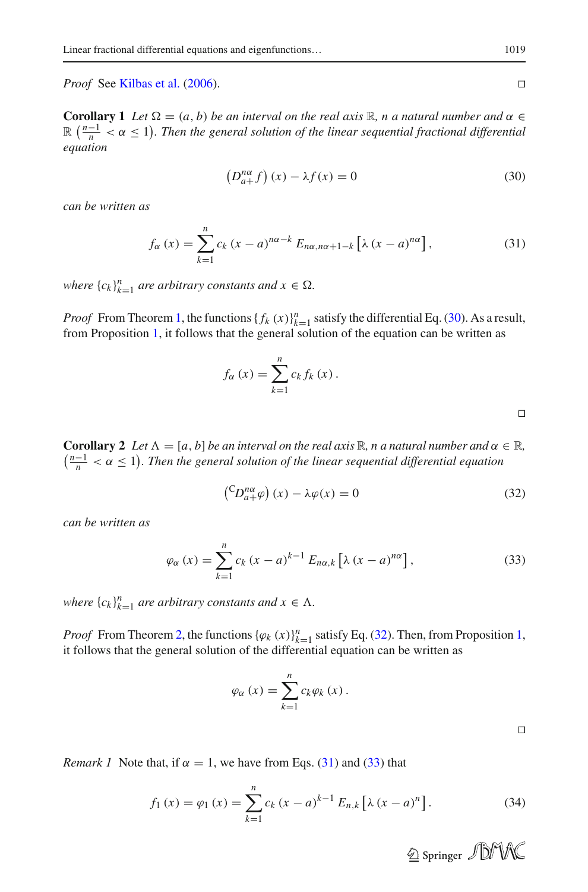*Proof* See Kilbas et al. (2006). □

**Corollary 1** *Let $\Omega = (a, b)$ be an interval on the real axis $\mathbb{R}$, $n$ a natural number and $\alpha \in \mathbb{R}$ $\left(\frac{n-1}{n} < \alpha \leq 1\right)$. Then the general solution of the linear sequential fractional differential equation*

$$\left(D_{a+}^{n\alpha} f\right)(x) - \lambda f(x) = 0 \tag{30}$$

*can be written as*

$$f_\alpha(x) = \sum_{k=1}^{n} c_k (x-a)^{n\alpha - k} E_{n\alpha, n\alpha+1-k}\left[\lambda (x-a)^{n\alpha}\right], \tag{31}$$

*where $\{c_k\}_{k=1}^{n}$ are arbitrary constants and $x \in \Omega$.*

*Proof* From Theorem 1, the functions $\{f_k(x)\}_{k=1}^{n}$ satisfy the differential Eq. (30). As a result, from Proposition 1, it follows that the general solution of the equation can be written as

$$f_\alpha(x) = \sum_{k=1}^{n} c_k f_k(x).$$

□

**Corollary 2** *Let $\Lambda = [a, b]$ be an interval on the real axis $\mathbb{R}$, $n$ a natural number and $\alpha \in \mathbb{R}$, $\left(\frac{n-1}{n} < \alpha \leq 1\right)$. Then the general solution of the linear sequential differential equation*

$$\left({}^{\mathrm{C}}D_{a+}^{n\alpha} \varphi\right)(x) - \lambda \varphi(x) = 0 \tag{32}$$

*can be written as*

$$\varphi_\alpha(x) = \sum_{k=1}^{n} c_k (x-a)^{k-1} E_{n\alpha, k}\left[\lambda (x-a)^{n\alpha}\right], \tag{33}$$

*where $\{c_k\}_{k=1}^{n}$ are arbitrary constants and $x \in \Lambda$.*

*Proof* From Theorem 2, the functions $\{\varphi_k(x)\}_{k=1}^{n}$ satisfy Eq. (32). Then, from Proposition 1, it follows that the general solution of the differential equation can be written as

$$\varphi_\alpha(x) = \sum_{k=1}^{n} c_k \varphi_k(x).$$

□

*Remark 1* Note that, if $\alpha = 1$, we have from Eqs. (31) and (33) that

$$f_1(x) = \varphi_1(x) = \sum_{k=1}^{n} c_k (x-a)^{k-1} E_{n,k}\left[\lambda (x-a)^{n}\right]. \tag{34}$$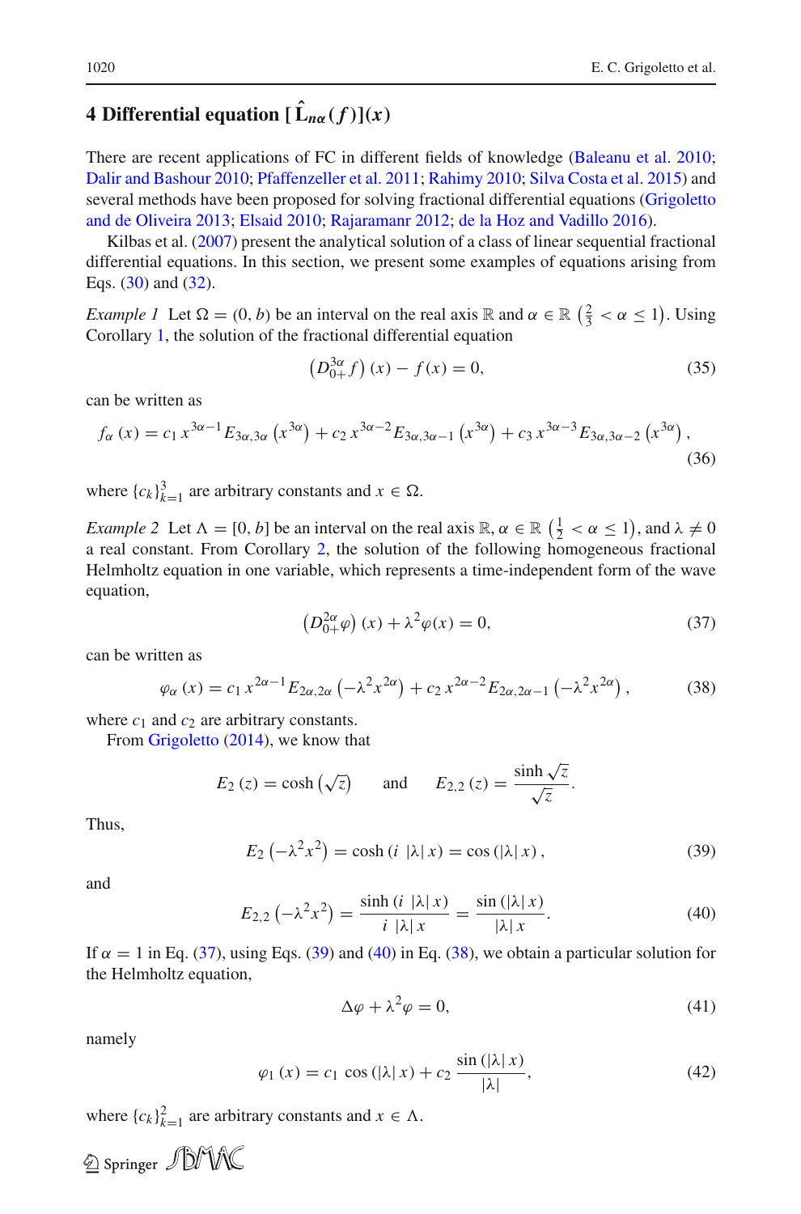## 4 Differential equation $[\hat{\mathbf{L}}_{n\alpha}(f)](x)$

There are recent applications of FC in different fields of knowledge (Baleanu et al. 2010; Dalir and Bashour 2010; Pfaffenzeller et al. 2011; Rahimy 2010; Silva Costa et al. 2015) and several methods have been proposed for solving fractional differential equations (Grigoletto and de Oliveira 2013; Elsaid 2010; Rajaramanr 2012; de la Hoz and Vadillo 2016).

Kilbas et al. (2007) present the analytical solution of a class of linear sequential fractional differential equations. In this section, we present some examples of equations arising from Eqs. (30) and (32).

*Example 1* Let $\Omega = (0, b)$ be an interval on the real axis $\mathbb{R}$ and $\alpha \in \mathbb{R}$ $\left(\frac{2}{3} < \alpha \leq 1\right)$. Using Corollary 1, the solution of the fractional differential equation

$$\left(D_{0+}^{3\alpha} f\right)(x) - f(x) = 0, \tag{35}$$

can be written as

$$f_\alpha(x) = c_1\, x^{3\alpha-1} E_{3\alpha,3\alpha}\left(x^{3\alpha}\right) + c_2\, x^{3\alpha-2} E_{3\alpha,3\alpha-1}\left(x^{3\alpha}\right) + c_3\, x^{3\alpha-3} E_{3\alpha,3\alpha-2}\left(x^{3\alpha}\right), \tag{36}$$

where $\{c_k\}_{k=1}^{3}$ are arbitrary constants and $x \in \Omega$.

*Example 2* Let $\Lambda = [0, b]$ be an interval on the real axis $\mathbb{R}$, $\alpha \in \mathbb{R}$ $\left(\frac{1}{2} < \alpha \leq 1\right)$, and $\lambda \neq 0$ a real constant. From Corollary 2, the solution of the following homogeneous fractional Helmholtz equation in one variable, which represents a time-independent form of the wave equation,

$$\left(D_{0+}^{2\alpha} \varphi\right)(x) + \lambda^2 \varphi(x) = 0, \tag{37}$$

can be written as

$$\varphi_\alpha(x) = c_1\, x^{2\alpha-1} E_{2\alpha,2\alpha}\left(-\lambda^2 x^{2\alpha}\right) + c_2\, x^{2\alpha-2} E_{2\alpha,2\alpha-1}\left(-\lambda^2 x^{2\alpha}\right), \tag{38}$$

where $c_1$ and $c_2$ are arbitrary constants.

From Grigoletto (2014), we know that

$$E_2(z) = \cosh\left(\sqrt{z}\right) \quad \text{and} \quad E_{2,2}(z) = \frac{\sinh \sqrt{z}}{\sqrt{z}}.$$

Thus,

$$E_2\left(-\lambda^2 x^2\right) = \cosh\left(i\ |\lambda|\, x\right) = \cos\left(|\lambda|\, x\right), \tag{39}$$

and

$$E_{2,2}\left(-\lambda^2 x^2\right) = \frac{\sinh\left(i\ |\lambda|\, x\right)}{i\ |\lambda|\, x} = \frac{\sin\left(|\lambda|\, x\right)}{|\lambda|\, x}. \tag{40}$$

If $\alpha = 1$ in Eq. (37), using Eqs. (39) and (40) in Eq. (38), we obtain a particular solution for the Helmholtz equation,

$$\Delta\varphi + \lambda^2 \varphi = 0, \tag{41}$$

namely

$$\varphi_1(x) = c_1\, \cos\left(|\lambda|\, x\right) + c_2\, \frac{\sin\left(|\lambda|\, x\right)}{|\lambda|}, \tag{42}$$

where $\{c_k\}_{k=1}^{2}$ are arbitrary constants and $x \in \Lambda$.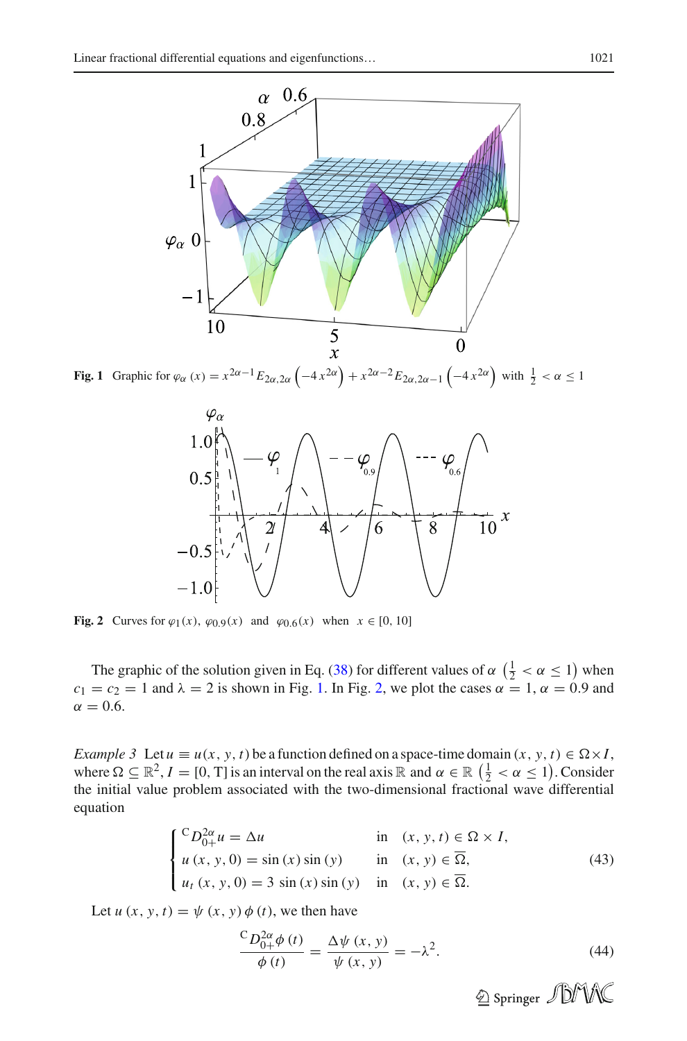**Fig. 1** Graphic for $\varphi_\alpha(x) = x^{2\alpha-1}E_{2\alpha,2\alpha}\left(-4x^{2\alpha}\right) + x^{2\alpha-2}E_{2\alpha,2\alpha-1}\left(-4x^{2\alpha}\right)$ with $\frac{1}{2} < \alpha \leq 1$

**Fig. 2** Curves for $\varphi_1(x)$, $\varphi_{0.9}(x)$ and $\varphi_{0.6}(x)$ when $x \in [0, 10]$

The graphic of the solution given in Eq. (38) for different values of $\alpha$ $\left(\frac{1}{2} < \alpha \leq 1\right)$ when $c_1 = c_2 = 1$ and $\lambda = 2$ is shown in Fig. 1. In Fig. 2, we plot the cases $\alpha = 1$, $\alpha = 0.9$ and $\alpha = 0.6$.

*Example 3* Let $u \equiv u(x, y, t)$ be a function defined on a space-time domain $(x, y, t) \in \Omega \times I$, where $\Omega \subseteq \mathbb{R}^2$, $I = [0, \mathrm{T}]$ is an interval on the real axis $\mathbb{R}$ and $\alpha \in \mathbb{R}$ $\left(\frac{1}{2} < \alpha \leq 1\right)$. Consider the initial value problem associated with the two-dimensional fractional wave differential equation

$$\begin{cases} {}^{\mathrm{C}}D_{0+}^{2\alpha}u = \Delta u & \text{in} \quad (x, y, t) \in \Omega \times I, \\ u(x, y, 0) = \sin(x)\sin(y) & \text{in} \quad (x, y) \in \overline{\Omega}, \\ u_t(x, y, 0) = 3\sin(x)\sin(y) & \text{in} \quad (x, y) \in \overline{\Omega}. \end{cases} \tag{43}$$

Let $u(x, y, t) = \psi(x, y)\phi(t)$, we then have

$$\frac{{}^{\mathrm{C}}D_{0+}^{2\alpha}\phi(t)}{\phi(t)} = \frac{\Delta\psi(x, y)}{\psi(x, y)} = -\lambda^2. \tag{44}$$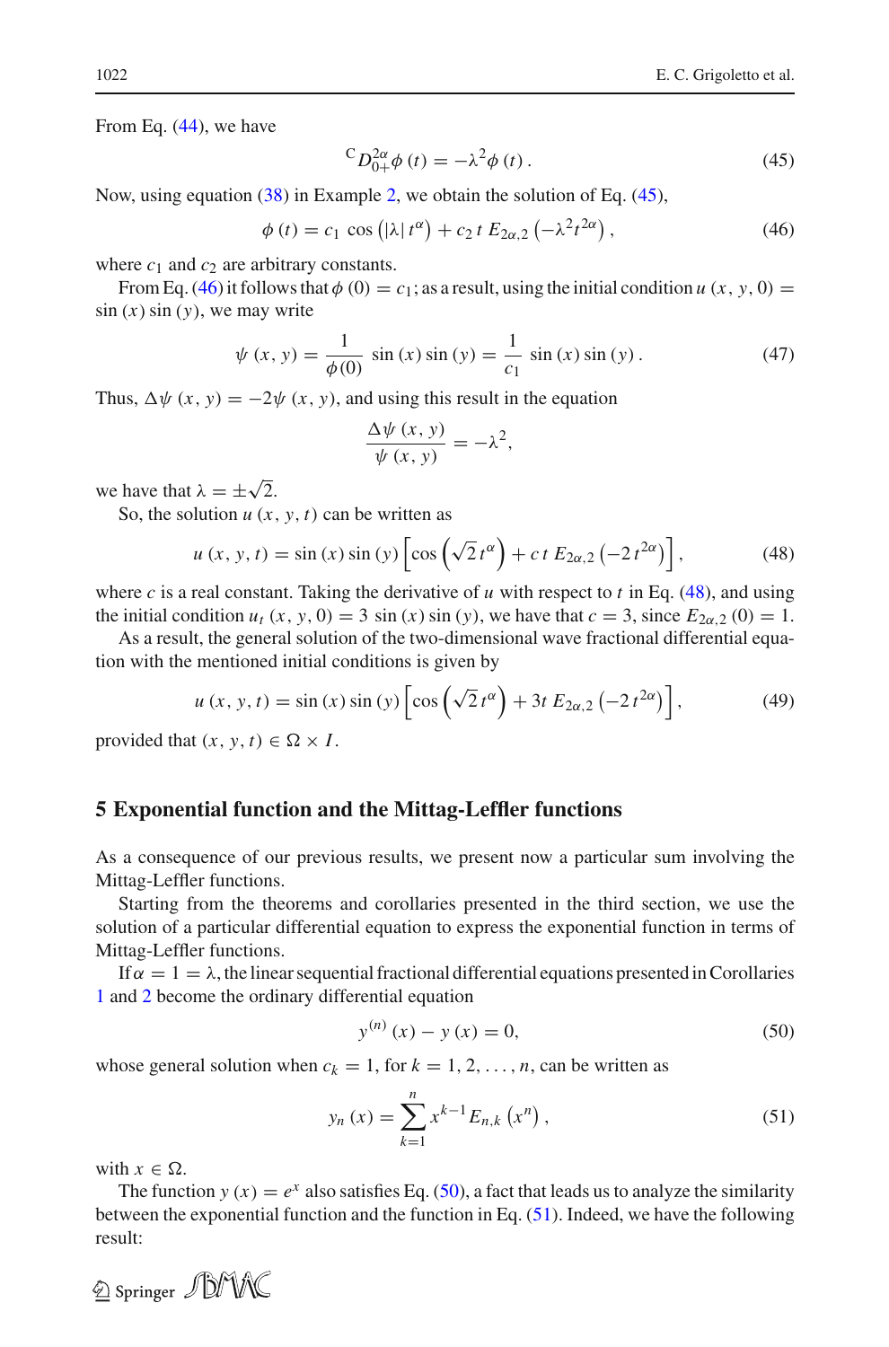From Eq. (44), we have

$$
{}^{C}D_{0+}^{2\alpha}\phi(t) = -\lambda^2 \phi(t). \tag{45}
$$

Now, using equation (38) in Example 2, we obtain the solution of Eq. (45),

$$
\phi(t) = c_1 \cos\left(|\lambda|\, t^{\alpha}\right) + c_2\, t\, E_{2\alpha,2}\left(-\lambda^2 t^{2\alpha}\right), \tag{46}
$$

where $c_1$ and $c_2$ are arbitrary constants.

From Eq. (46) it follows that $\phi(0) = c_1$; as a result, using the initial condition $u(x, y, 0) = \sin(x)\sin(y)$, we may write

$$
\psi(x, y) = \frac{1}{\phi(0)} \sin(x)\sin(y) = \frac{1}{c_1} \sin(x)\sin(y). \tag{47}
$$

Thus, $\Delta\psi(x, y) = -2\psi(x, y)$, and using this result in the equation

$$
\frac{\Delta\psi(x, y)}{\psi(x, y)} = -\lambda^2,
$$

we have that $\lambda = \pm\sqrt{2}$.

So, the solution $u(x, y, t)$ can be written as

$$
u(x, y, t) = \sin(x)\sin(y)\left[\cos\left(\sqrt{2}\, t^{\alpha}\right) + c\, t\, E_{2\alpha,2}\left(-2\, t^{2\alpha}\right)\right], \tag{48}
$$

where $c$ is a real constant. Taking the derivative of $u$ with respect to $t$ in Eq. (48), and using the initial condition $u_t(x, y, 0) = 3\sin(x)\sin(y)$, we have that $c = 3$, since $E_{2\alpha,2}(0) = 1$.

As a result, the general solution of the two-dimensional wave fractional differential equation with the mentioned initial conditions is given by

$$
u(x, y, t) = \sin(x)\sin(y)\left[\cos\left(\sqrt{2}\, t^{\alpha}\right) + 3t\, E_{2\alpha,2}\left(-2\, t^{2\alpha}\right)\right], \tag{49}
$$

provided that $(x, y, t) \in \Omega \times I$.

## 5 Exponential function and the Mittag-Leffler functions

As a consequence of our previous results, we present now a particular sum involving the Mittag-Leffler functions.

Starting from the theorems and corollaries presented in the third section, we use the solution of a particular differential equation to express the exponential function in terms of Mittag-Leffler functions.

If $\alpha = 1 = \lambda$, the linear sequential fractional differential equations presented in Corollaries 1 and 2 become the ordinary differential equation

$$
y^{(n)}(x) - y(x) = 0, \tag{50}
$$

whose general solution when $c_k = 1$, for $k = 1, 2, \ldots, n$, can be written as

$$
y_n(x) = \sum_{k=1}^{n} x^{k-1} E_{n,k}\left(x^n\right), \tag{51}
$$

with $x \in \Omega$.

The function $y(x) = e^x$ also satisfies Eq. (50), a fact that leads us to analyze the similarity between the exponential function and the function in Eq. (51). Indeed, we have the following result: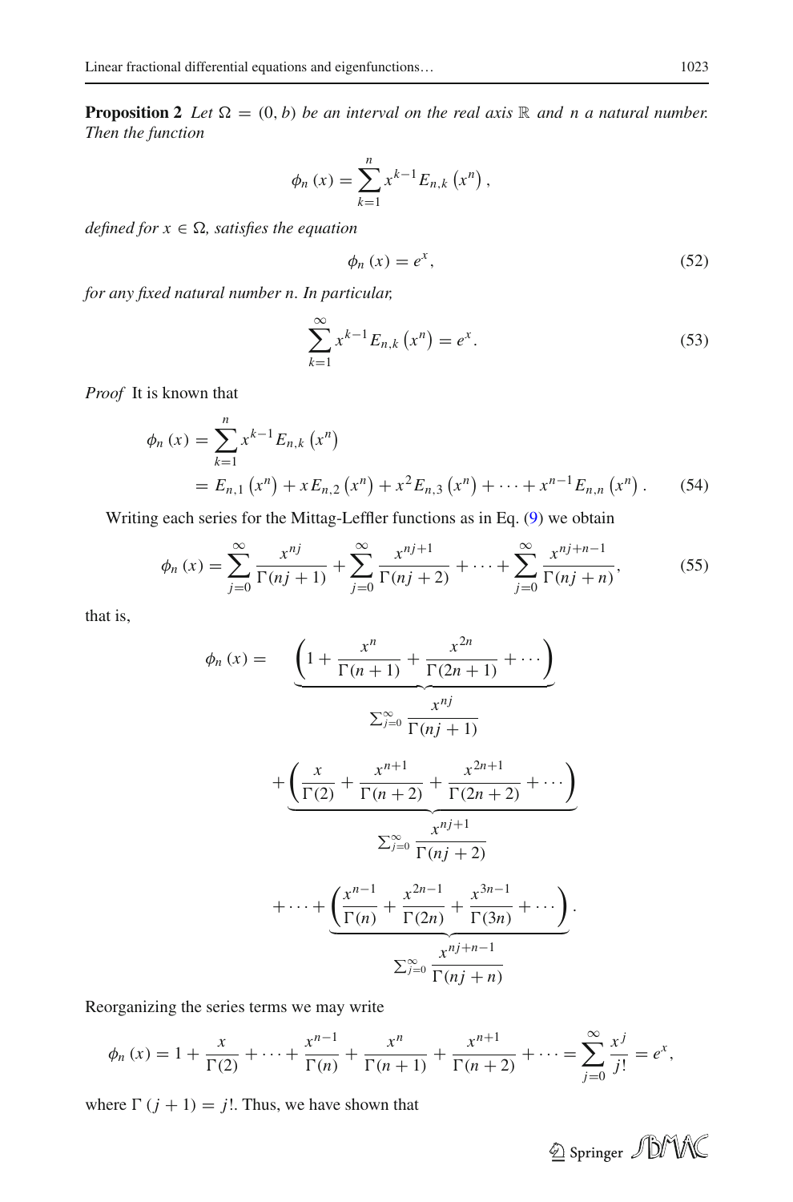**Proposition 2** *Let $\Omega = (0, b)$ be an interval on the real axis $\mathbb{R}$ and $n$ a natural number. Then the function*

$$\phi_n(x) = \sum_{k=1}^{n} x^{k-1} E_{n,k}(x^n),$$

*defined for $x \in \Omega$, satisfies the equation*

$$\phi_n(x) = e^x, \tag{52}$$

*for any fixed natural number $n$. In particular,*

$$\sum_{k=1}^{\infty} x^{k-1} E_{n,k}(x^n) = e^x. \tag{53}$$

*Proof* It is known that

$$\begin{aligned}\phi_n(x) &= \sum_{k=1}^{n} x^{k-1} E_{n,k}(x^n) \\ &= E_{n,1}(x^n) + x E_{n,2}(x^n) + x^2 E_{n,3}(x^n) + \cdots + x^{n-1} E_{n,n}(x^n).\end{aligned} \tag{54}$$

Writing each series for the Mittag-Leffler functions as in Eq. (9) we obtain

$$\phi_n(x) = \sum_{j=0}^{\infty} \frac{x^{nj}}{\Gamma(nj+1)} + \sum_{j=0}^{\infty} \frac{x^{nj+1}}{\Gamma(nj+2)} + \cdots + \sum_{j=0}^{\infty} \frac{x^{nj+n-1}}{\Gamma(nj+n)}, \tag{55}$$

that is,

$$\begin{aligned}\phi_n(x) = &\underbrace{\left(1 + \frac{x^n}{\Gamma(n+1)} + \frac{x^{2n}}{\Gamma(2n+1)} + \cdots\right)}_{\sum_{j=0}^{\infty} \frac{x^{nj}}{\Gamma(nj+1)}} \\ &+ \underbrace{\left(\frac{x}{\Gamma(2)} + \frac{x^{n+1}}{\Gamma(n+2)} + \frac{x^{2n+1}}{\Gamma(2n+2)} + \cdots\right)}_{\sum_{j=0}^{\infty} \frac{x^{nj+1}}{\Gamma(nj+2)}} \\ &+ \cdots + \underbrace{\left(\frac{x^{n-1}}{\Gamma(n)} + \frac{x^{2n-1}}{\Gamma(2n)} + \frac{x^{3n-1}}{\Gamma(3n)} + \cdots\right)}_{\sum_{j=0}^{\infty} \frac{x^{nj+n-1}}{\Gamma(nj+n)}}.\end{aligned}$$

Reorganizing the series terms we may write

$$\phi_n(x) = 1 + \frac{x}{\Gamma(2)} + \cdots + \frac{x^{n-1}}{\Gamma(n)} + \frac{x^n}{\Gamma(n+1)} + \frac{x^{n+1}}{\Gamma(n+2)} + \cdots = \sum_{j=0}^{\infty} \frac{x^j}{j!} = e^x,$$

where $\Gamma(j+1) = j!$. Thus, we have shown that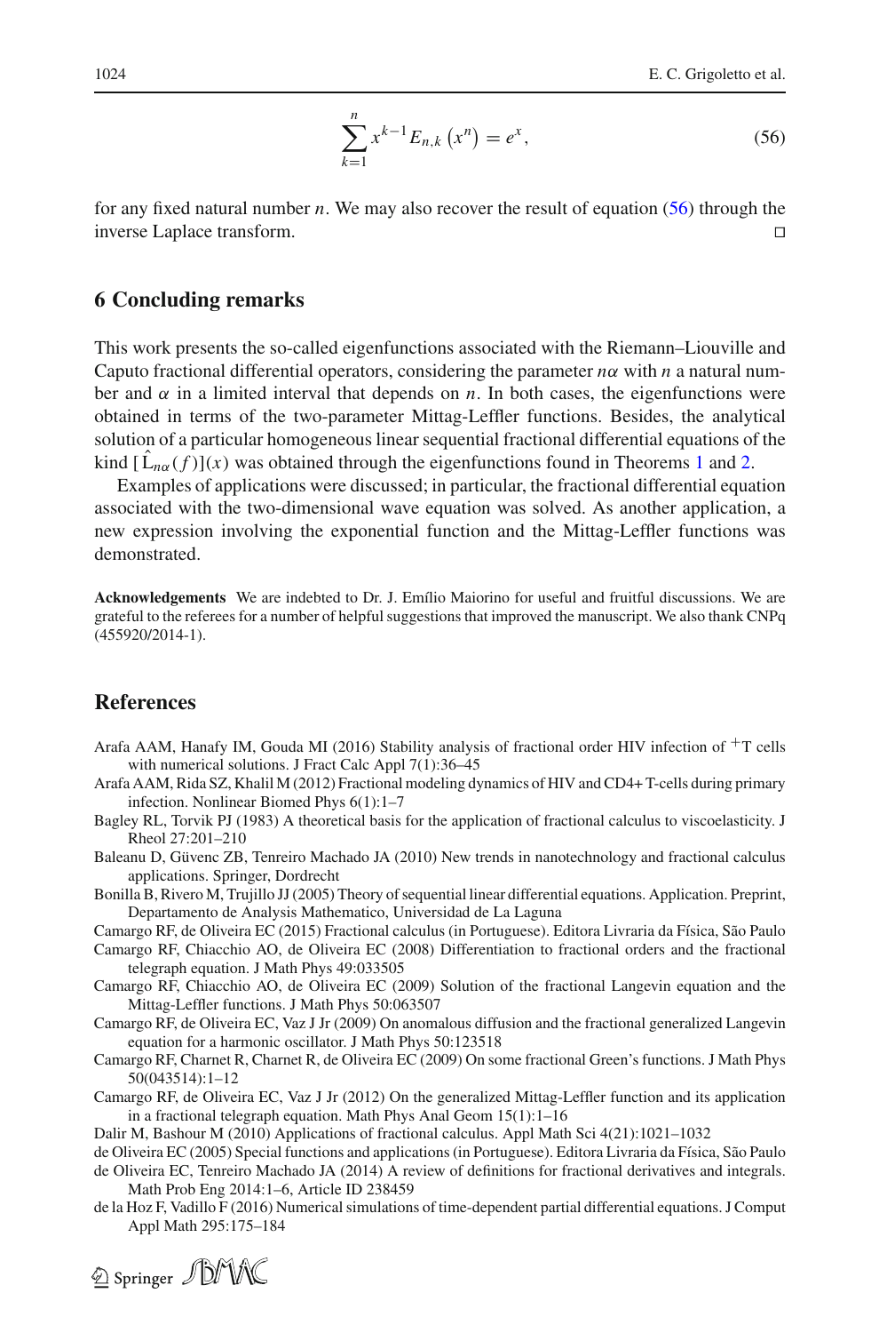$$\sum_{k=1}^{n} x^{k-1} E_{n,k}\left(x^{n}\right) = e^{x}, \tag{56}$$

for any fixed natural number $n$. We may also recover the result of equation (56) through the inverse Laplace transform. □

## 6 Concluding remarks

This work presents the so-called eigenfunctions associated with the Riemann–Liouville and Caputo fractional differential operators, considering the parameter $n\alpha$ with $n$ a natural number and $\alpha$ in a limited interval that depends on $n$. In both cases, the eigenfunctions were obtained in terms of the two-parameter Mittag-Leffler functions. Besides, the analytical solution of a particular homogeneous linear sequential fractional differential equations of the kind $[\hat{\mathrm{L}}_{n\alpha}(f)](x)$ was obtained through the eigenfunctions found in Theorems 1 and 2.

Examples of applications were discussed; in particular, the fractional differential equation associated with the two-dimensional wave equation was solved. As another application, a new expression involving the exponential function and the Mittag-Leffler functions was demonstrated.

**Acknowledgements** We are indebted to Dr. J. Emílio Maiorino for useful and fruitful discussions. We are grateful to the referees for a number of helpful suggestions that improved the manuscript. We also thank CNPq (455920/2014-1).

## References

Arafa AAM, Hanafy IM, Gouda MI (2016) Stability analysis of fractional order HIV infection of $^{+}$T cells with numerical solutions. J Fract Calc Appl 7(1):36–45

Arafa AAM, Rida SZ, Khalil M (2012) Fractional modeling dynamics of HIV and CD4+ T-cells during primary infection. Nonlinear Biomed Phys 6(1):1–7

Bagley RL, Torvik PJ (1983) A theoretical basis for the application of fractional calculus to viscoelasticity. J Rheol 27:201–210

Baleanu D, Güvenc ZB, Tenreiro Machado JA (2010) New trends in nanotechnology and fractional calculus applications. Springer, Dordrecht

Bonilla B, Rivero M, Trujillo JJ (2005) Theory of sequential linear differential equations. Application. Preprint, Departamento de Analysis Mathematico, Universidad de La Laguna

Camargo RF, de Oliveira EC (2015) Fractional calculus (in Portuguese). Editora Livraria da Física, São Paulo

Camargo RF, Chiacchio AO, de Oliveira EC (2008) Differentiation to fractional orders and the fractional telegraph equation. J Math Phys 49:033505

Camargo RF, Chiacchio AO, de Oliveira EC (2009) Solution of the fractional Langevin equation and the Mittag-Leffler functions. J Math Phys 50:063507

Camargo RF, de Oliveira EC, Vaz J Jr (2009) On anomalous diffusion and the fractional generalized Langevin equation for a harmonic oscillator. J Math Phys 50:123518

Camargo RF, Charnet R, Charnet R, de Oliveira EC (2009) On some fractional Green's functions. J Math Phys 50(043514):1–12

Camargo RF, de Oliveira EC, Vaz J Jr (2012) On the generalized Mittag-Leffler function and its application in a fractional telegraph equation. Math Phys Anal Geom 15(1):1–16

Dalir M, Bashour M (2010) Applications of fractional calculus. Appl Math Sci 4(21):1021–1032

de Oliveira EC (2005) Special functions and applications (in Portuguese). Editora Livraria da Física, São Paulo

de Oliveira EC, Tenreiro Machado JA (2014) A review of definitions for fractional derivatives and integrals. Math Prob Eng 2014:1–6, Article ID 238459

de la Hoz F, Vadillo F (2016) Numerical simulations of time-dependent partial differential equations. J Comput Appl Math 295:175–184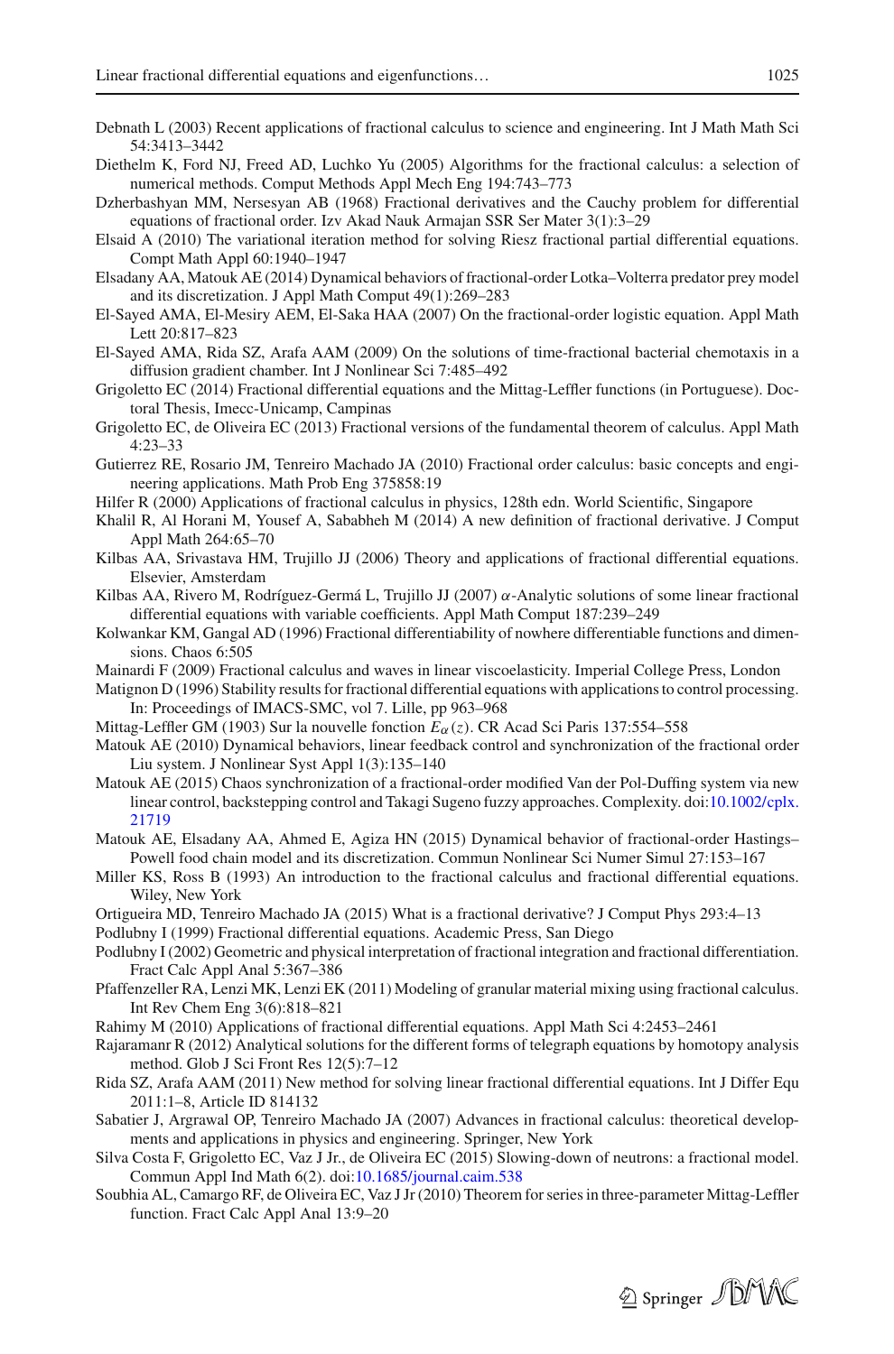Debnath L (2003) Recent applications of fractional calculus to science and engineering. Int J Math Math Sci 54:3413–3442

Diethelm K, Ford NJ, Freed AD, Luchko Yu (2005) Algorithms for the fractional calculus: a selection of numerical methods. Comput Methods Appl Mech Eng 194:743–773

Dzherbashyan MM, Nersesyan AB (1968) Fractional derivatives and the Cauchy problem for differential equations of fractional order. Izv Akad Nauk Armajan SSR Ser Mater 3(1):3–29

Elsaid A (2010) The variational iteration method for solving Riesz fractional partial differential equations. Compt Math Appl 60:1940–1947

Elsadany AA, Matouk AE (2014) Dynamical behaviors of fractional-order Lotka–Volterra predator prey model and its discretization. J Appl Math Comput 49(1):269–283

El-Sayed AMA, El-Mesiry AEM, El-Saka HAA (2007) On the fractional-order logistic equation. Appl Math Lett 20:817–823

El-Sayed AMA, Rida SZ, Arafa AAM (2009) On the solutions of time-fractional bacterial chemotaxis in a diffusion gradient chamber. Int J Nonlinear Sci 7:485–492

Grigoletto EC (2014) Fractional differential equations and the Mittag-Leffler functions (in Portuguese). Doctoral Thesis, Imecc-Unicamp, Campinas

Grigoletto EC, de Oliveira EC (2013) Fractional versions of the fundamental theorem of calculus. Appl Math 4:23–33

Gutierrez RE, Rosario JM, Tenreiro Machado JA (2010) Fractional order calculus: basic concepts and engineering applications. Math Prob Eng 375858:19

Hilfer R (2000) Applications of fractional calculus in physics, 128th edn. World Scientific, Singapore

Khalil R, Al Horani M, Yousef A, Sababheh M (2014) A new definition of fractional derivative. J Comput Appl Math 264:65–70

Kilbas AA, Srivastava HM, Trujillo JJ (2006) Theory and applications of fractional differential equations. Elsevier, Amsterdam

Kilbas AA, Rivero M, Rodríguez-Germá L, Trujillo JJ (2007) $\alpha$-Analytic solutions of some linear fractional differential equations with variable coefficients. Appl Math Comput 187:239–249

Kolwankar KM, Gangal AD (1996) Fractional differentiability of nowhere differentiable functions and dimensions. Chaos 6:505

Mainardi F (2009) Fractional calculus and waves in linear viscoelasticity. Imperial College Press, London

Matignon D (1996) Stability results for fractional differential equations with applications to control processing. In: Proceedings of IMACS-SMC, vol 7. Lille, pp 963–968

Mittag-Leffler GM (1903) Sur la nouvelle fonction $E_\alpha(z)$. CR Acad Sci Paris 137:554–558

Matouk AE (2010) Dynamical behaviors, linear feedback control and synchronization of the fractional order Liu system. J Nonlinear Syst Appl 1(3):135–140

Matouk AE (2015) Chaos synchronization of a fractional-order modified Van der Pol-Duffing system via new linear control, backstepping control and Takagi Sugeno fuzzy approaches. Complexity. doi:10.1002/cplx.21719

Matouk AE, Elsadany AA, Ahmed E, Agiza HN (2015) Dynamical behavior of fractional-order Hastings–Powell food chain model and its discretization. Commun Nonlinear Sci Numer Simul 27:153–167

Miller KS, Ross B (1993) An introduction to the fractional calculus and fractional differential equations. Wiley, New York

Ortigueira MD, Tenreiro Machado JA (2015) What is a fractional derivative? J Comput Phys 293:4–13

Podlubny I (1999) Fractional differential equations. Academic Press, San Diego

Podlubny I (2002) Geometric and physical interpretation of fractional integration and fractional differentiation. Fract Calc Appl Anal 5:367–386

Pfaffenzeller RA, Lenzi MK, Lenzi EK (2011) Modeling of granular material mixing using fractional calculus. Int Rev Chem Eng 3(6):818–821

Rahimy M (2010) Applications of fractional differential equations. Appl Math Sci 4:2453–2461

Rajaramanr R (2012) Analytical solutions for the different forms of telegraph equations by homotopy analysis method. Glob J Sci Front Res 12(5):7–12

Rida SZ, Arafa AAM (2011) New method for solving linear fractional differential equations. Int J Differ Equ 2011:1–8, Article ID 814132

Sabatier J, Argrawal OP, Tenreiro Machado JA (2007) Advances in fractional calculus: theoretical developments and applications in physics and engineering. Springer, New York

Silva Costa F, Grigoletto EC, Vaz J Jr., de Oliveira EC (2015) Slowing-down of neutrons: a fractional model. Commun Appl Ind Math 6(2). doi:10.1685/journal.caim.538

Soubhia AL, Camargo RF, de Oliveira EC, Vaz J Jr (2010) Theorem for series in three-parameter Mittag-Leffler function. Fract Calc Appl Anal 13:9–20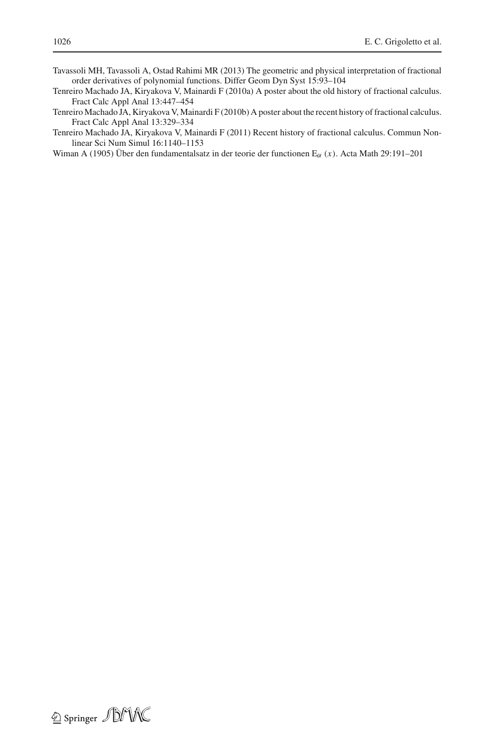Tavassoli MH, Tavassoli A, Ostad Rahimi MR (2013) The geometric and physical interpretation of fractional order derivatives of polynomial functions. Differ Geom Dyn Syst 15:93–104

Tenreiro Machado JA, Kiryakova V, Mainardi F (2010a) A poster about the old history of fractional calculus. Fract Calc Appl Anal 13:447–454

Tenreiro Machado JA, Kiryakova V, Mainardi F (2010b) A poster about the recent history of fractional calculus. Fract Calc Appl Anal 13:329–334

Tenreiro Machado JA, Kiryakova V, Mainardi F (2011) Recent history of fractional calculus. Commun Nonlinear Sci Num Simul 16:1140–1153

Wiman A (1905) Über den fundamentalsatz in der teorie der functionen $E_\alpha(x)$. Acta Math 29:191–201